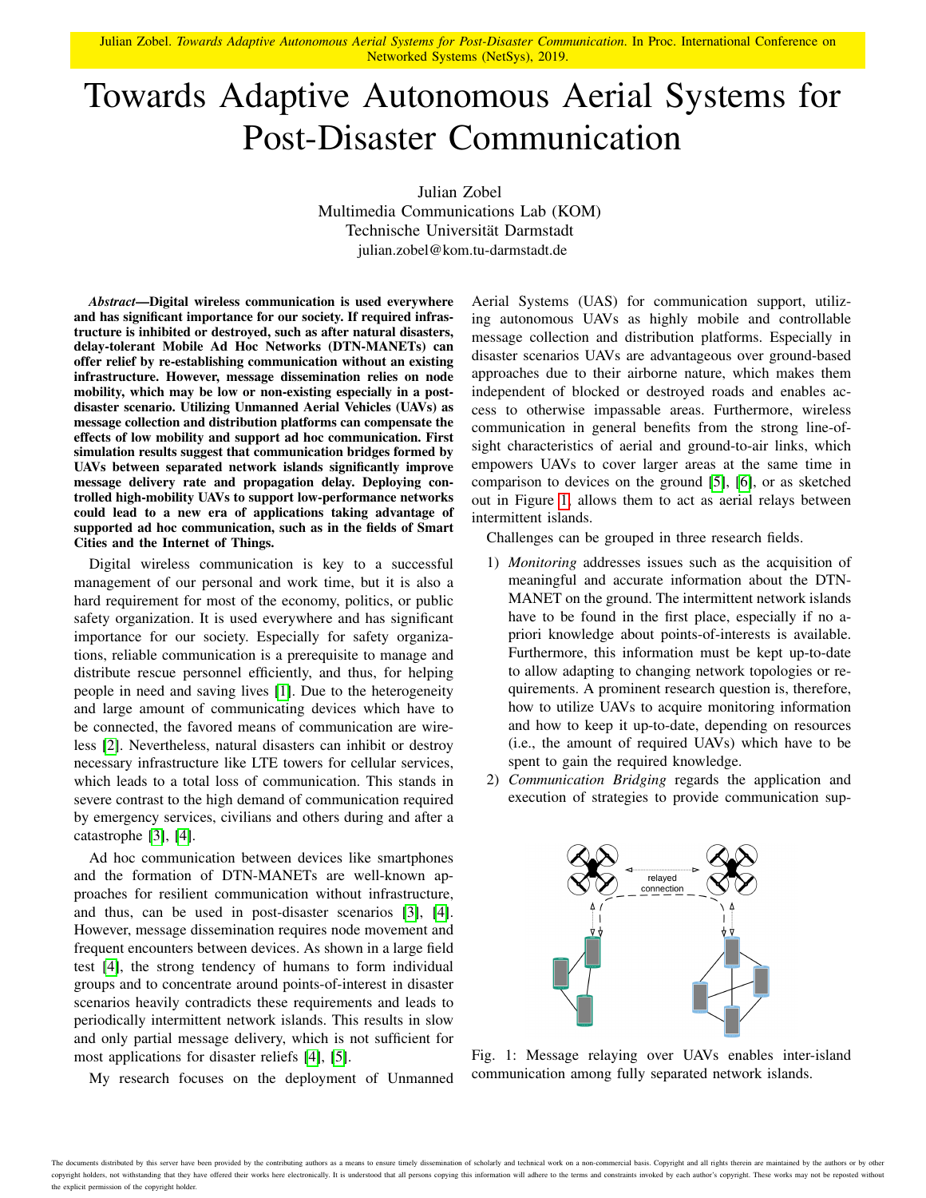Julian Zobel. *Towards Adaptive Autonomous Aerial Systems for Post-Disaster Communication*. In Proc. International Conference on Networked Systems (NetSys), 2019.

# Towards Adaptive Autonomous Aerial Systems for Post-Disaster Communication

Julian Zobel
Multimedia Communications Lab (KOM)
Technische Universität Darmstadt
julian.zobel@kom.tu-darmstadt.de

***Abstract*—Digital wireless communication is used everywhere and has significant importance for our society. If required infrastructure is inhibited or destroyed, such as after natural disasters, delay-tolerant Mobile Ad Hoc Networks (DTN-MANETs) can offer relief by re-establishing communication without an existing infrastructure. However, message dissemination relies on node mobility, which may be low or non-existing especially in a post-disaster scenario. Utilizing Unmanned Aerial Vehicles (UAVs) as message collection and distribution platforms can compensate the effects of low mobility and support ad hoc communication. First simulation results suggest that communication bridges formed by UAVs between separated network islands significantly improve message delivery rate and propagation delay. Deploying controlled high-mobility UAVs to support low-performance networks could lead to a new era of applications taking advantage of supported ad hoc communication, such as in the fields of Smart Cities and the Internet of Things.**

Digital wireless communication is key to a successful management of our personal and work time, but it is also a hard requirement for most of the economy, politics, or public safety organization. It is used everywhere and has significant importance for our society. Especially for safety organizations, reliable communication is a prerequisite to manage and distribute rescue personnel efficiently, and thus, for helping people in need and saving lives [1]. Due to the heterogeneity and large amount of communicating devices which have to be connected, the favored means of communication are wireless [2]. Nevertheless, natural disasters can inhibit or destroy necessary infrastructure like LTE towers for cellular services, which leads to a total loss of communication. This stands in severe contrast to the high demand of communication required by emergency services, civilians and others during and after a catastrophe [3], [4].

Ad hoc communication between devices like smartphones and the formation of DTN-MANETs are well-known approaches for resilient communication without infrastructure, and thus, can be used in post-disaster scenarios [3], [4]. However, message dissemination requires node movement and frequent encounters between devices. As shown in a large field test [4], the strong tendency of humans to form individual groups and to concentrate around points-of-interest in disaster scenarios heavily contradicts these requirements and leads to periodically intermittent network islands. This results in slow and only partial message delivery, which is not sufficient for most applications for disaster reliefs [4], [5].

My research focuses on the deployment of Unmanned Aerial Systems (UAS) for communication support, utilizing autonomous UAVs as highly mobile and controllable message collection and distribution platforms. Especially in disaster scenarios UAVs are advantageous over ground-based approaches due to their airborne nature, which makes them independent of blocked or destroyed roads and enables access to otherwise impassable areas. Furthermore, wireless communication in general benefits from the strong line-of-sight characteristics of aerial and ground-to-air links, which empowers UAVs to cover larger areas at the same time in comparison to devices on the ground [5], [6], or as sketched out in Figure 1, allows them to act as aerial relays between intermittent islands.

Challenges can be grouped in three research fields.

1) *Monitoring* addresses issues such as the acquisition of meaningful and accurate information about the DTN-MANET on the ground. The intermittent network islands have to be found in the first place, especially if no a-priori knowledge about points-of-interests is available. Furthermore, this information must be kept up-to-date to allow adapting to changing network topologies or requirements. A prominent research question is, therefore, how to utilize UAVs to acquire monitoring information and how to keep it up-to-date, depending on resources (i.e., the amount of required UAVs) which have to be spent to gain the required knowledge.
2) *Communication Bridging* regards the application and execution of strategies to provide communication sup-

Fig. 1: Message relaying over UAVs enables inter-island communication among fully separated network islands.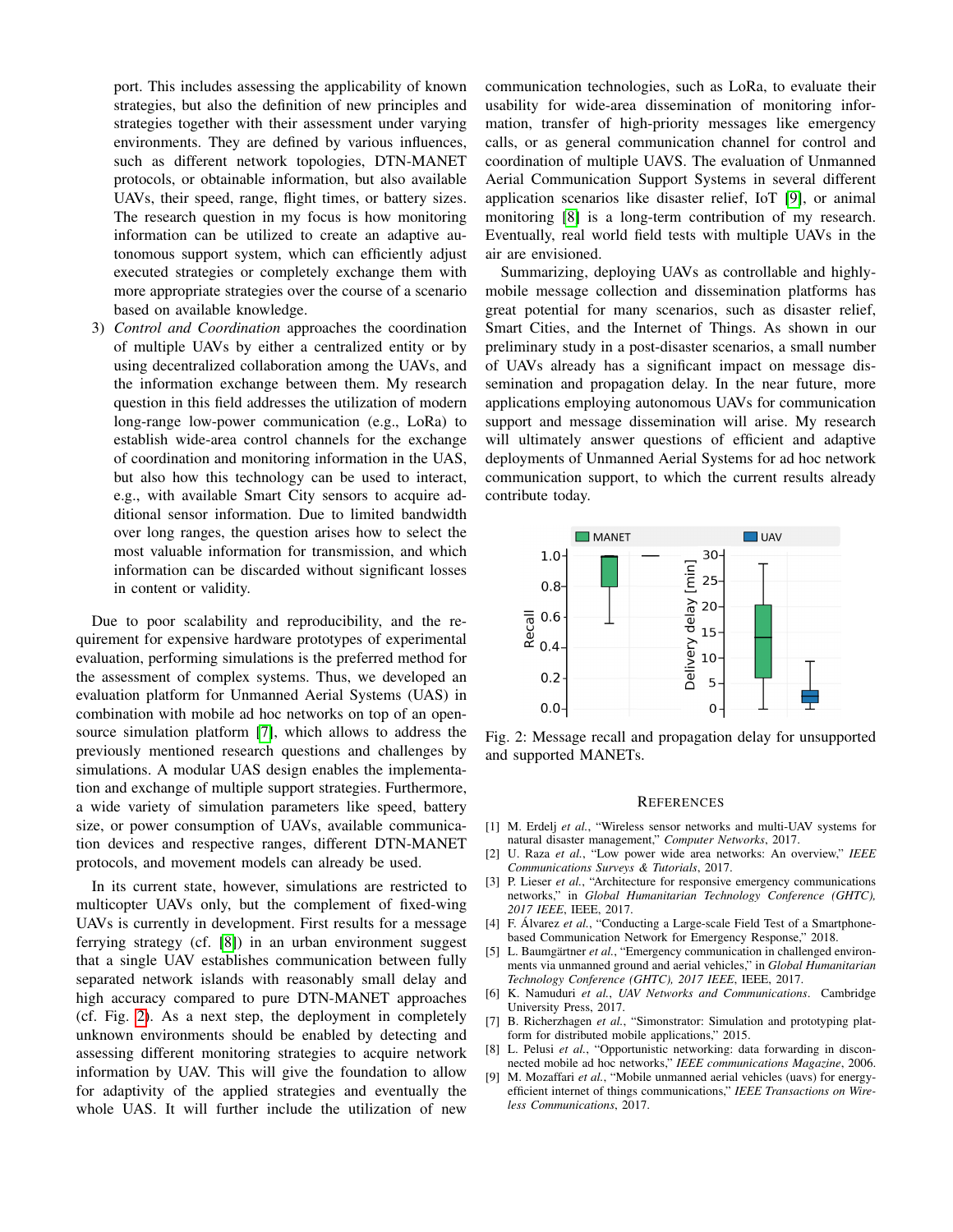port. This includes assessing the applicability of known strategies, but also the definition of new principles and strategies together with their assessment under varying environments. They are defined by various influences, such as different network topologies, DTN-MANET protocols, or obtainable information, but also available UAVs, their speed, range, flight times, or battery sizes. The research question in my focus is how monitoring information can be utilized to create an adaptive autonomous support system, which can efficiently adjust executed strategies or completely exchange them with more appropriate strategies over the course of a scenario based on available knowledge.

3) *Control and Coordination* approaches the coordination of multiple UAVs by either a centralized entity or by using decentralized collaboration among the UAVs, and the information exchange between them. My research question in this field addresses the utilization of modern long-range low-power communication (e.g., LoRa) to establish wide-area control channels for the exchange of coordination and monitoring information in the UAS, but also how this technology can be used to interact, e.g., with available Smart City sensors to acquire additional sensor information. Due to limited bandwidth over long ranges, the question arises how to select the most valuable information for transmission, and which information can be discarded without significant losses in content or validity.

Due to poor scalability and reproducibility, and the requirement for expensive hardware prototypes of experimental evaluation, performing simulations is the preferred method for the assessment of complex systems. Thus, we developed an evaluation platform for Unmanned Aerial Systems (UAS) in combination with mobile ad hoc networks on top of an open-source simulation platform [7], which allows to address the previously mentioned research questions and challenges by simulations. A modular UAS design enables the implementation and exchange of multiple support strategies. Furthermore, a wide variety of simulation parameters like speed, battery size, or power consumption of UAVs, available communication devices and respective ranges, different DTN-MANET protocols, and movement models can already be used.

In its current state, however, simulations are restricted to multicopter UAVs only, but the complement of fixed-wing UAVs is currently in development. First results for a message ferrying strategy (cf. [8]) in an urban environment suggest that a single UAV establishes communication between fully separated network islands with reasonably small delay and high accuracy compared to pure DTN-MANET approaches (cf. Fig. 2). As a next step, the deployment in completely unknown environments should be enabled by detecting and assessing different monitoring strategies to acquire network information by UAV. This will give the foundation to allow for adaptivity of the applied strategies and eventually the whole UAS. It will further include the utilization of new communication technologies, such as LoRa, to evaluate their usability for wide-area dissemination of monitoring information, transfer of high-priority messages like emergency calls, or as general communication channel for control and coordination of multiple UAVS. The evaluation of Unmanned Aerial Communication Support Systems in several different application scenarios like disaster relief, IoT [9], or animal monitoring [8] is a long-term contribution of my research. Eventually, real world field tests with multiple UAVs in the air are envisioned.

Summarizing, deploying UAVs as controllable and highly-mobile message collection and dissemination platforms has great potential for many scenarios, such as disaster relief, Smart Cities, and the Internet of Things. As shown in our preliminary study in a post-disaster scenarios, a small number of UAVs already has a significant impact on message dissemination and propagation delay. In the near future, more applications employing autonomous UAVs for communication support and message dissemination will arise. My research will ultimately answer questions of efficient and adaptive deployments of Unmanned Aerial Systems for ad hoc network communication support, to which the current results already contribute today.

MANET UAV

Recall
1.0
0.8
0.6
0.4
0.2
0.0

Delivery delay [min]
30
25
20
15
10
5
0

Fig. 2: Message recall and propagation delay for unsupported and supported MANETs.

## References

[1] M. Erdelj *et al.*, "Wireless sensor networks and multi-UAV systems for natural disaster management," *Computer Networks*, 2017.

[2] U. Raza *et al.*, "Low power wide area networks: An overview," *IEEE Communications Surveys & Tutorials*, 2017.

[3] P. Lieser *et al.*, "Architecture for responsive emergency communications networks," in *Global Humanitarian Technology Conference (GHTC), 2017 IEEE*, IEEE, 2017.

[4] F. Álvarez *et al.*, "Conducting a Large-scale Field Test of a Smartphone-based Communication Network for Emergency Response," 2018.

[5] L. Baumgärtner *et al.*, "Emergency communication in challenged environments via unmanned ground and aerial vehicles," in *Global Humanitarian Technology Conference (GHTC), 2017 IEEE*, IEEE, 2017.

[6] K. Namuduri *et al.*, *UAV Networks and Communications*. Cambridge University Press, 2017.

[7] B. Richerzhagen *et al.*, "Simonstrator: Simulation and prototyping platform for distributed mobile applications," 2015.

[8] L. Pelusi *et al.*, "Opportunistic networking: data forwarding in disconnected mobile ad hoc networks," *IEEE communications Magazine*, 2006.

[9] M. Mozaffari *et al.*, "Mobile unmanned aerial vehicles (uavs) for energy-efficient internet of things communications," *IEEE Transactions on Wireless Communications*, 2017.